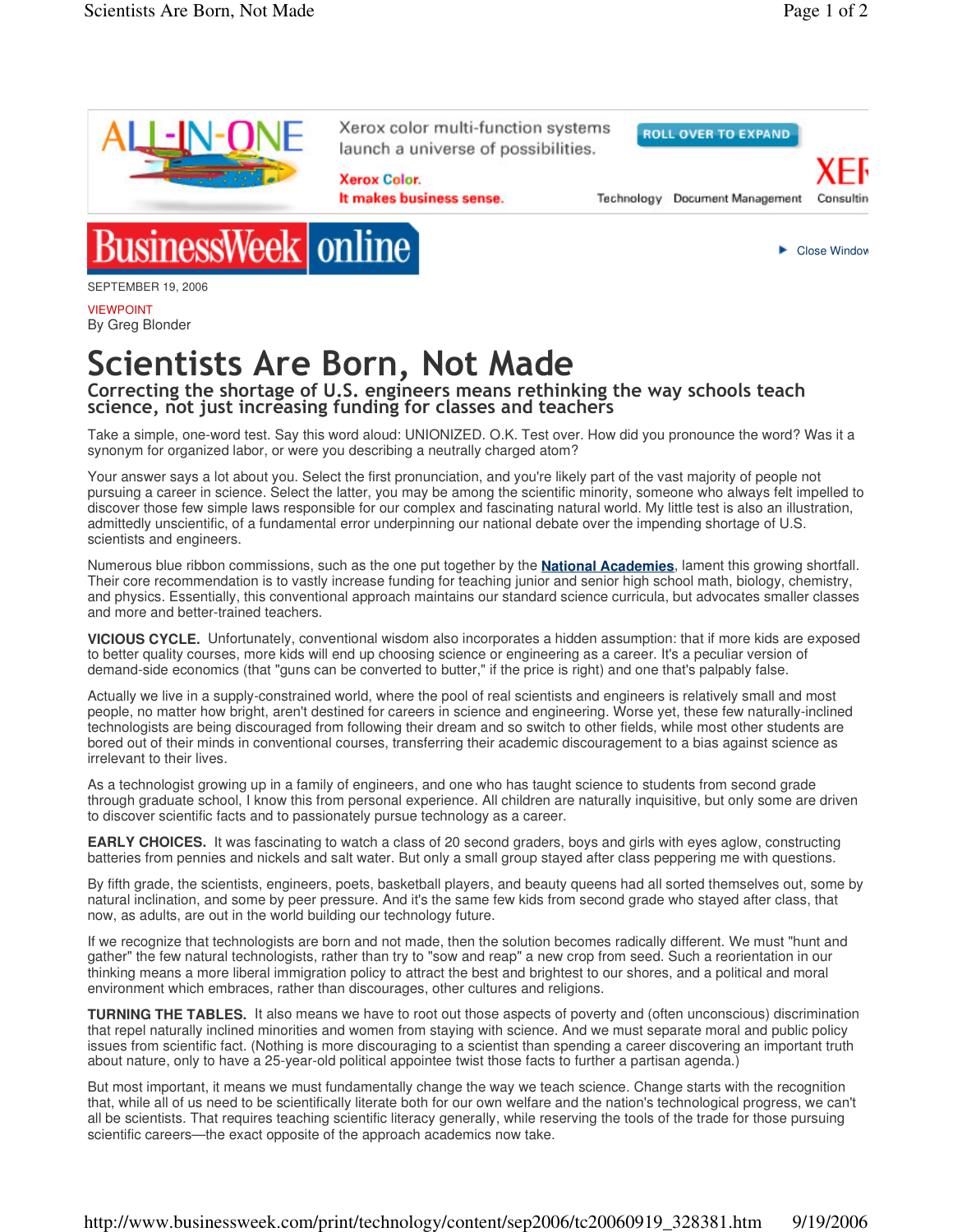SEPTEMBER 19, 2006

VIEWPOINT

By Greg Blonder

# Scientists Are Born, Not Made

## Correcting the shortage of U.S. engineers means rethinking the way schools teach science, not just increasing funding for classes and teachers

Take a simple, one-word test. Say this word aloud: UNIONIZED. O.K. Test over. How did you pronounce the word? Was it a synonym for organized labor, or were you describing a neutrally charged atom?

Your answer says a lot about you. Select the first pronunciation, and you're likely part of the vast majority of people not pursuing a career in science. Select the latter, you may be among the scientific minority, someone who always felt impelled to discover those few simple laws responsible for our complex and fascinating natural world. My little test is also an illustration, admittedly unscientific, of a fundamental error underpinning our national debate over the impending shortage of U.S. scientists and engineers.

Numerous blue ribbon commissions, such as the one put together by the **National Academies**, lament this growing shortfall. Their core recommendation is to vastly increase funding for teaching junior and senior high school math, biology, chemistry, and physics. Essentially, this conventional approach maintains our standard science curricula, but advocates smaller classes and more and better-trained teachers.

**VICIOUS CYCLE.** Unfortunately, conventional wisdom also incorporates a hidden assumption: that if more kids are exposed to better quality courses, more kids will end up choosing science or engineering as a career. It's a peculiar version of demand-side economics (that "guns can be converted to butter," if the price is right) and one that's palpably false.

Actually we live in a supply-constrained world, where the pool of real scientists and engineers is relatively small and most people, no matter how bright, aren't destined for careers in science and engineering. Worse yet, these few naturally-inclined technologists are being discouraged from following their dream and so switch to other fields, while most other students are bored out of their minds in conventional courses, transferring their academic discouragement to a bias against science as irrelevant to their lives.

As a technologist growing up in a family of engineers, and one who has taught science to students from second grade through graduate school, I know this from personal experience. All children are naturally inquisitive, but only some are driven to discover scientific facts and to passionately pursue technology as a career.

**EARLY CHOICES.** It was fascinating to watch a class of 20 second graders, boys and girls with eyes aglow, constructing batteries from pennies and nickels and salt water. But only a small group stayed after class peppering me with questions.

By fifth grade, the scientists, engineers, poets, basketball players, and beauty queens had all sorted themselves out, some by natural inclination, and some by peer pressure. And it's the same few kids from second grade who stayed after class, that now, as adults, are out in the world building our technology future.

If we recognize that technologists are born and not made, then the solution becomes radically different. We must "hunt and gather" the few natural technologists, rather than try to "sow and reap" a new crop from seed. Such a reorientation in our thinking means a more liberal immigration policy to attract the best and brightest to our shores, and a political and moral environment which embraces, rather than discourages, other cultures and religions.

**TURNING THE TABLES.** It also means we have to root out those aspects of poverty and (often unconscious) discrimination that repel naturally inclined minorities and women from staying with science. And we must separate moral and public policy issues from scientific fact. (Nothing is more discouraging to a scientist than spending a career discovering an important truth about nature, only to have a 25-year-old political appointee twist those facts to further a partisan agenda.)

But most important, it means we must fundamentally change the way we teach science. Change starts with the recognition that, while all of us need to be scientifically literate both for our own welfare and the nation's technological progress, we can't all be scientists. That requires teaching scientific literacy generally, while reserving the tools of the trade for those pursuing scientific careers—the exact opposite of the approach academics now take.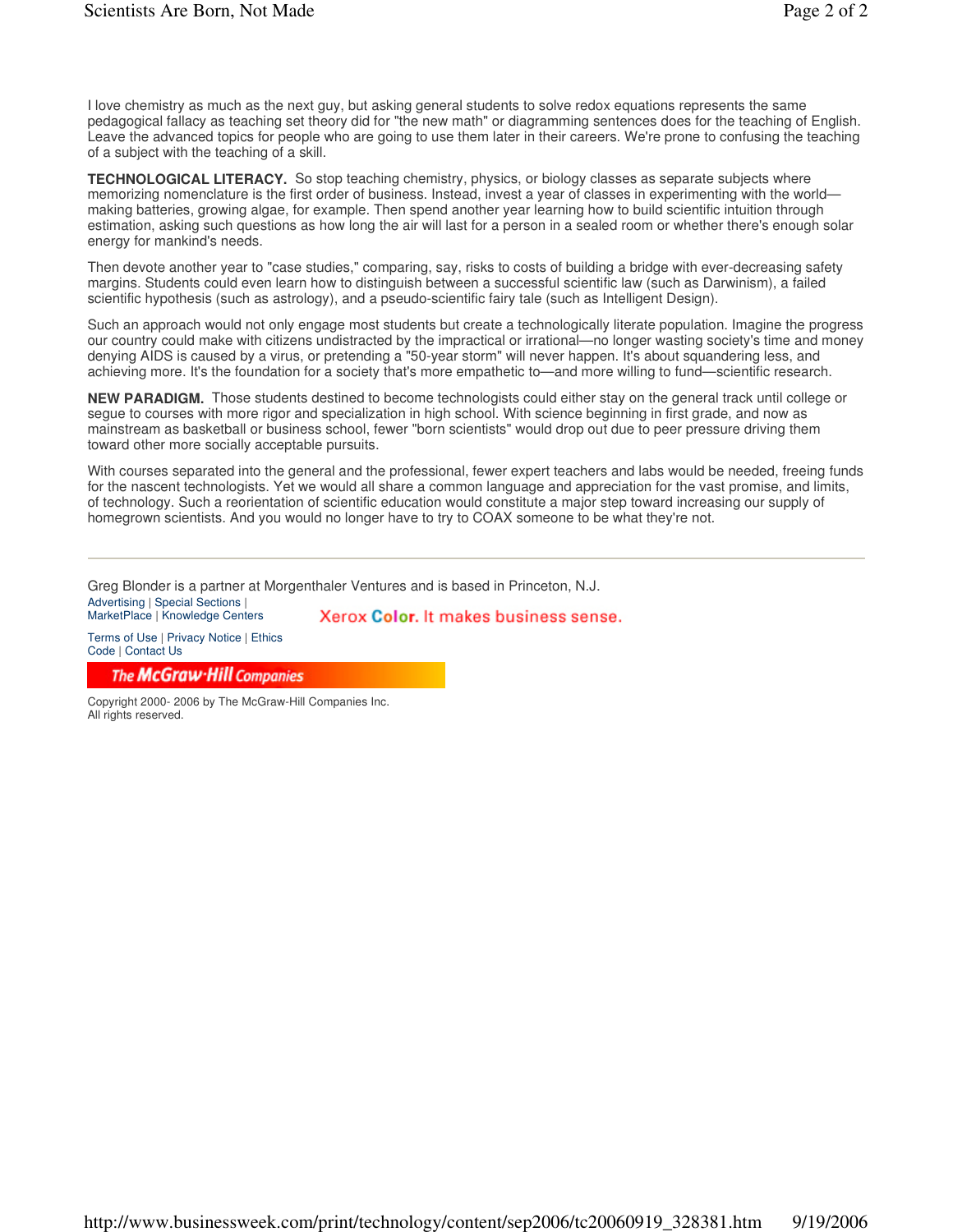I love chemistry as much as the next guy, but asking general students to solve redox equations represents the same pedagogical fallacy as teaching set theory did for "the new math" or diagramming sentences does for the teaching of English. Leave the advanced topics for people who are going to use them later in their careers. We're prone to confusing the teaching of a subject with the teaching of a skill.

**TECHNOLOGICAL LITERACY.** So stop teaching chemistry, physics, or biology classes as separate subjects where memorizing nomenclature is the first order of business. Instead, invest a year of classes in experimenting with the world—making batteries, growing algae, for example. Then spend another year learning how to build scientific intuition through estimation, asking such questions as how long the air will last for a person in a sealed room or whether there's enough solar energy for mankind's needs.

Then devote another year to "case studies," comparing, say, risks to costs of building a bridge with ever-decreasing safety margins. Students could even learn how to distinguish between a successful scientific law (such as Darwinism), a failed scientific hypothesis (such as astrology), and a pseudo-scientific fairy tale (such as Intelligent Design).

Such an approach would not only engage most students but create a technologically literate population. Imagine the progress our country could make with citizens undistracted by the impractical or irrational—no longer wasting society's time and money denying AIDS is caused by a virus, or pretending a "50-year storm" will never happen. It's about squandering less, and achieving more. It's the foundation for a society that's more empathetic to—and more willing to fund—scientific research.

**NEW PARADIGM.** Those students destined to become technologists could either stay on the general track until college or segue to courses with more rigor and specialization in high school. With science beginning in first grade, and now as mainstream as basketball or business school, fewer "born scientists" would drop out due to peer pressure driving them toward other more socially acceptable pursuits.

With courses separated into the general and the professional, fewer expert teachers and labs would be needed, freeing funds for the nascent technologists. Yet we would all share a common language and appreciation for the vast promise, and limits, of technology. Such a reorientation of scientific education would constitute a major step toward increasing our supply of homegrown scientists. And you would no longer have to try to COAX someone to be what they're not.

---

Greg Blonder is a partner at Morgenthaler Ventures and is based in Princeton, N.J.

Advertising | Special Sections | MarketPlace | Knowledge Centers

Xerox Color. It makes business sense.

Terms of Use | Privacy Notice | Ethics Code | Contact Us

The McGraw-Hill Companies

Copyright 2000- 2006 by The McGraw-Hill Companies Inc. All rights reserved.